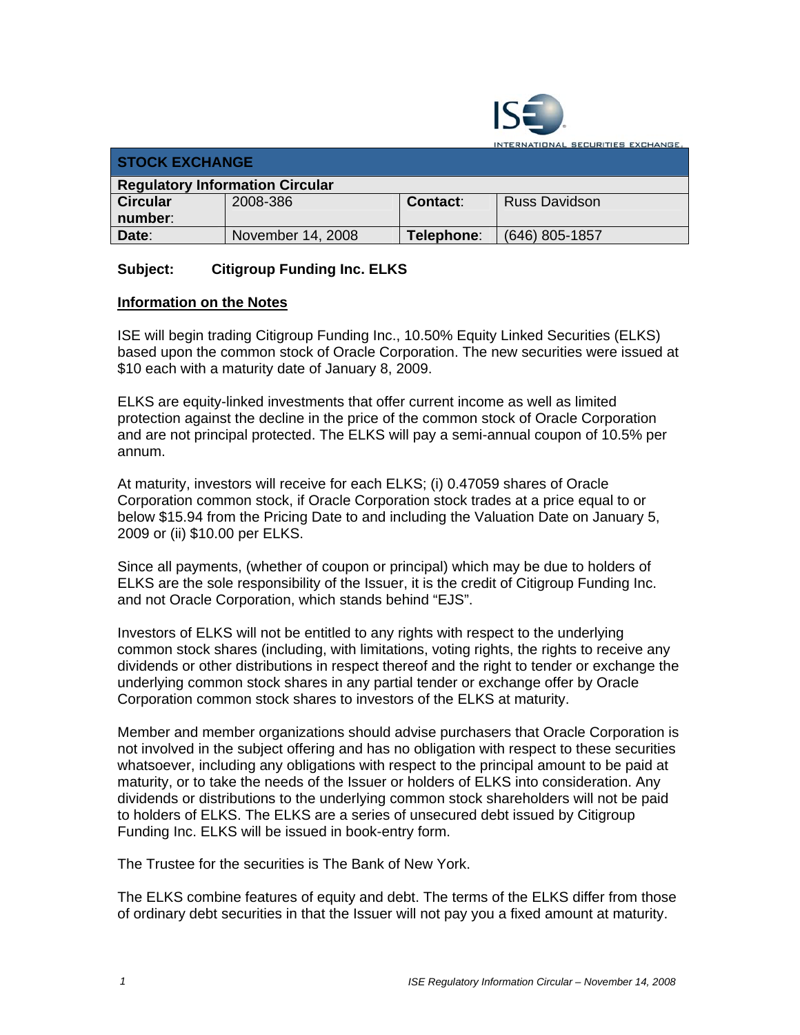INTERNATIONAL SECURITIES EXCHANGE

| STOCK EXCHANGE | | | |
|---|---|---|---|
| **Regulatory Information Circular** | | | |
| **Circular number:** | 2008-386 | **Contact:** | Russ Davidson |
| **Date:** | November 14, 2008 | **Telephone:** | (646) 805-1857 |

**Subject: Citigroup Funding Inc. ELKS**

**Information on the Notes**

ISE will begin trading Citigroup Funding Inc., 10.50% Equity Linked Securities (ELKS) based upon the common stock of Oracle Corporation. The new securities were issued at $10 each with a maturity date of January 8, 2009.

ELKS are equity-linked investments that offer current income as well as limited protection against the decline in the price of the common stock of Oracle Corporation and are not principal protected. The ELKS will pay a semi-annual coupon of 10.5% per annum.

At maturity, investors will receive for each ELKS; (i) 0.47059 shares of Oracle Corporation common stock, if Oracle Corporation stock trades at a price equal to or below $15.94 from the Pricing Date to and including the Valuation Date on January 5, 2009 or (ii) $10.00 per ELKS.

Since all payments, (whether of coupon or principal) which may be due to holders of ELKS are the sole responsibility of the Issuer, it is the credit of Citigroup Funding Inc. and not Oracle Corporation, which stands behind "EJS".

Investors of ELKS will not be entitled to any rights with respect to the underlying common stock shares (including, with limitations, voting rights, the rights to receive any dividends or other distributions in respect thereof and the right to tender or exchange the underlying common stock shares in any partial tender or exchange offer by Oracle Corporation common stock shares to investors of the ELKS at maturity.

Member and member organizations should advise purchasers that Oracle Corporation is not involved in the subject offering and has no obligation with respect to these securities whatsoever, including any obligations with respect to the principal amount to be paid at maturity, or to take the needs of the Issuer or holders of ELKS into consideration. Any dividends or distributions to the underlying common stock shareholders will not be paid to holders of ELKS. The ELKS are a series of unsecured debt issued by Citigroup Funding Inc. ELKS will be issued in book-entry form.

The Trustee for the securities is The Bank of New York.

The ELKS combine features of equity and debt. The terms of the ELKS differ from those of ordinary debt securities in that the Issuer will not pay you a fixed amount at maturity.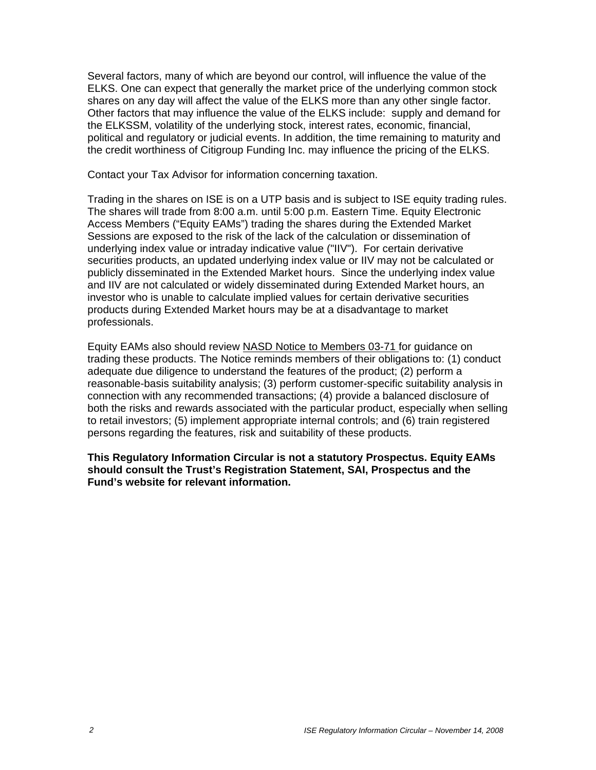Several factors, many of which are beyond our control, will influence the value of the ELKS. One can expect that generally the market price of the underlying common stock shares on any day will affect the value of the ELKS more than any other single factor. Other factors that may influence the value of the ELKS include: supply and demand for the ELKSSM, volatility of the underlying stock, interest rates, economic, financial, political and regulatory or judicial events. In addition, the time remaining to maturity and the credit worthiness of Citigroup Funding Inc. may influence the pricing of the ELKS.

Contact your Tax Advisor for information concerning taxation.

Trading in the shares on ISE is on a UTP basis and is subject to ISE equity trading rules. The shares will trade from 8:00 a.m. until 5:00 p.m. Eastern Time. Equity Electronic Access Members ("Equity EAMs") trading the shares during the Extended Market Sessions are exposed to the risk of the lack of the calculation or dissemination of underlying index value or intraday indicative value ("IIV"). For certain derivative securities products, an updated underlying index value or IIV may not be calculated or publicly disseminated in the Extended Market hours. Since the underlying index value and IIV are not calculated or widely disseminated during Extended Market hours, an investor who is unable to calculate implied values for certain derivative securities products during Extended Market hours may be at a disadvantage to market professionals.

Equity EAMs also should review NASD Notice to Members 03-71 for guidance on trading these products. The Notice reminds members of their obligations to: (1) conduct adequate due diligence to understand the features of the product; (2) perform a reasonable-basis suitability analysis; (3) perform customer-specific suitability analysis in connection with any recommended transactions; (4) provide a balanced disclosure of both the risks and rewards associated with the particular product, especially when selling to retail investors; (5) implement appropriate internal controls; and (6) train registered persons regarding the features, risk and suitability of these products.

**This Regulatory Information Circular is not a statutory Prospectus. Equity EAMs should consult the Trust's Registration Statement, SAI, Prospectus and the Fund's website for relevant information.**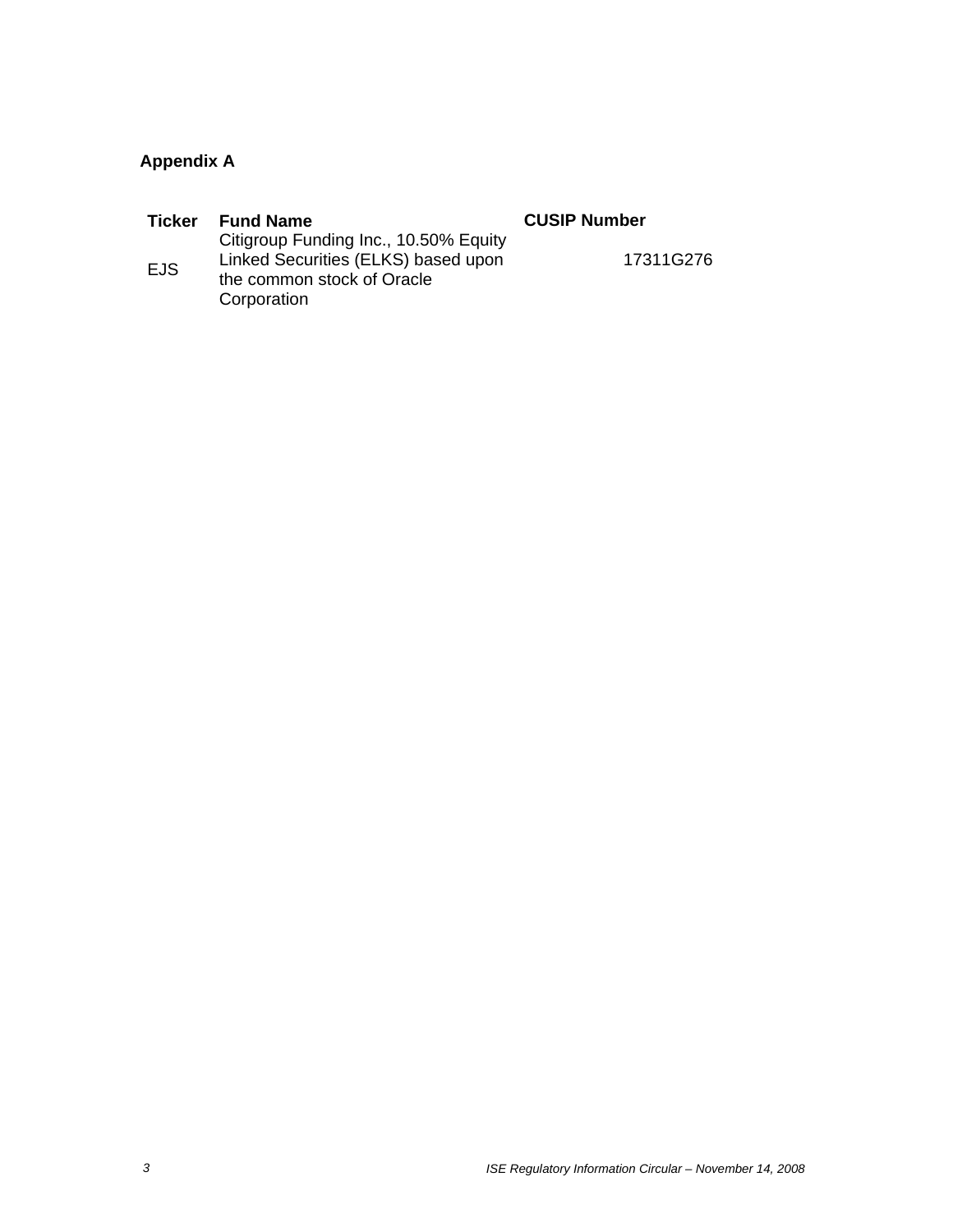## Appendix A

| Ticker | Fund Name | CUSIP Number |
|---|---|---|
| EJS | Citigroup Funding Inc., 10.50% Equity Linked Securities (ELKS) based upon the common stock of Oracle Corporation | 17311G276 |